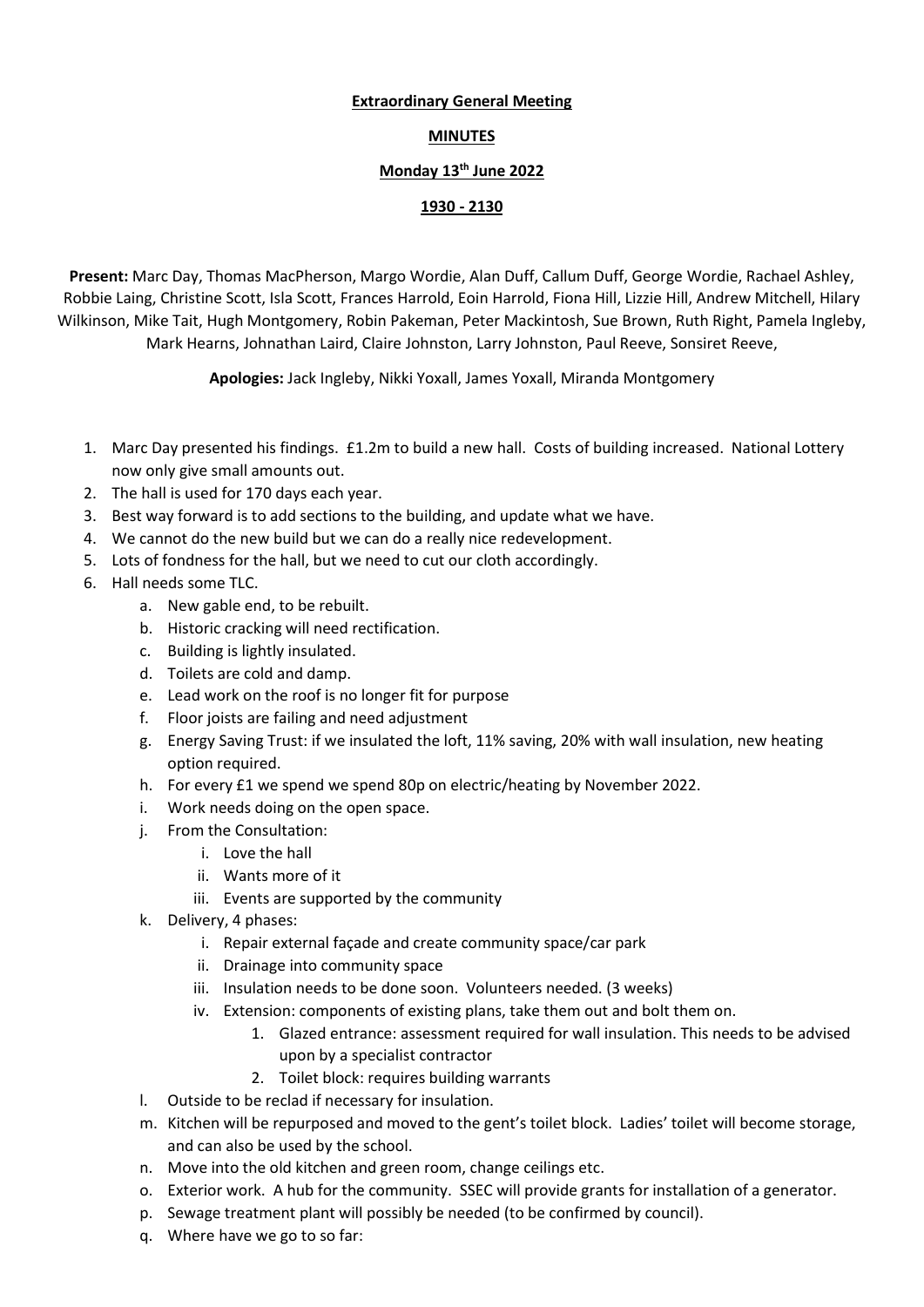**Extraordinary General Meeting**

**MINUTES**

**Monday 13th June 2022**

**1930 - 2130**

**Present:** Marc Day, Thomas MacPherson, Margo Wordie, Alan Duff, Callum Duff, George Wordie, Rachael Ashley, Robbie Laing, Christine Scott, Isla Scott, Frances Harrold, Eoin Harrold, Fiona Hill, Lizzie Hill, Andrew Mitchell, Hilary Wilkinson, Mike Tait, Hugh Montgomery, Robin Pakeman, Peter Mackintosh, Sue Brown, Ruth Right, Pamela Ingleby, Mark Hearns, Johnathan Laird, Claire Johnston, Larry Johnston, Paul Reeve, Sonsiret Reeve,

**Apologies:** Jack Ingleby, Nikki Yoxall, James Yoxall, Miranda Montgomery

1. Marc Day presented his findings. £1.2m to build a new hall. Costs of building increased. National Lottery now only give small amounts out.
2. The hall is used for 170 days each year.
3. Best way forward is to add sections to the building, and update what we have.
4. We cannot do the new build but we can do a really nice redevelopment.
5. Lots of fondness for the hall, but we need to cut our cloth accordingly.
6. Hall needs some TLC.
    a. New gable end, to be rebuilt.
    b. Historic cracking will need rectification.
    c. Building is lightly insulated.
    d. Toilets are cold and damp.
    e. Lead work on the roof is no longer fit for purpose
    f. Floor joists are failing and need adjustment
    g. Energy Saving Trust: if we insulated the loft, 11% saving, 20% with wall insulation, new heating option required.
    h. For every £1 we spend we spend 80p on electric/heating by November 2022.
    i. Work needs doing on the open space.
    j. From the Consultation:
        i. Love the hall
        ii. Wants more of it
        iii. Events are supported by the community
    k. Delivery, 4 phases:
        i. Repair external façade and create community space/car park
        ii. Drainage into community space
        iii. Insulation needs to be done soon. Volunteers needed. (3 weeks)
        iv. Extension: components of existing plans, take them out and bolt them on.
            1. Glazed entrance: assessment required for wall insulation. This needs to be advised upon by a specialist contractor
            2. Toilet block: requires building warrants
    l. Outside to be reclad if necessary for insulation.
    m. Kitchen will be repurposed and moved to the gent's toilet block. Ladies' toilet will become storage, and can also be used by the school.
    n. Move into the old kitchen and green room, change ceilings etc.
    o. Exterior work. A hub for the community. SSEC will provide grants for installation of a generator.
    p. Sewage treatment plant will possibly be needed (to be confirmed by council).
    q. Where have we go to so far: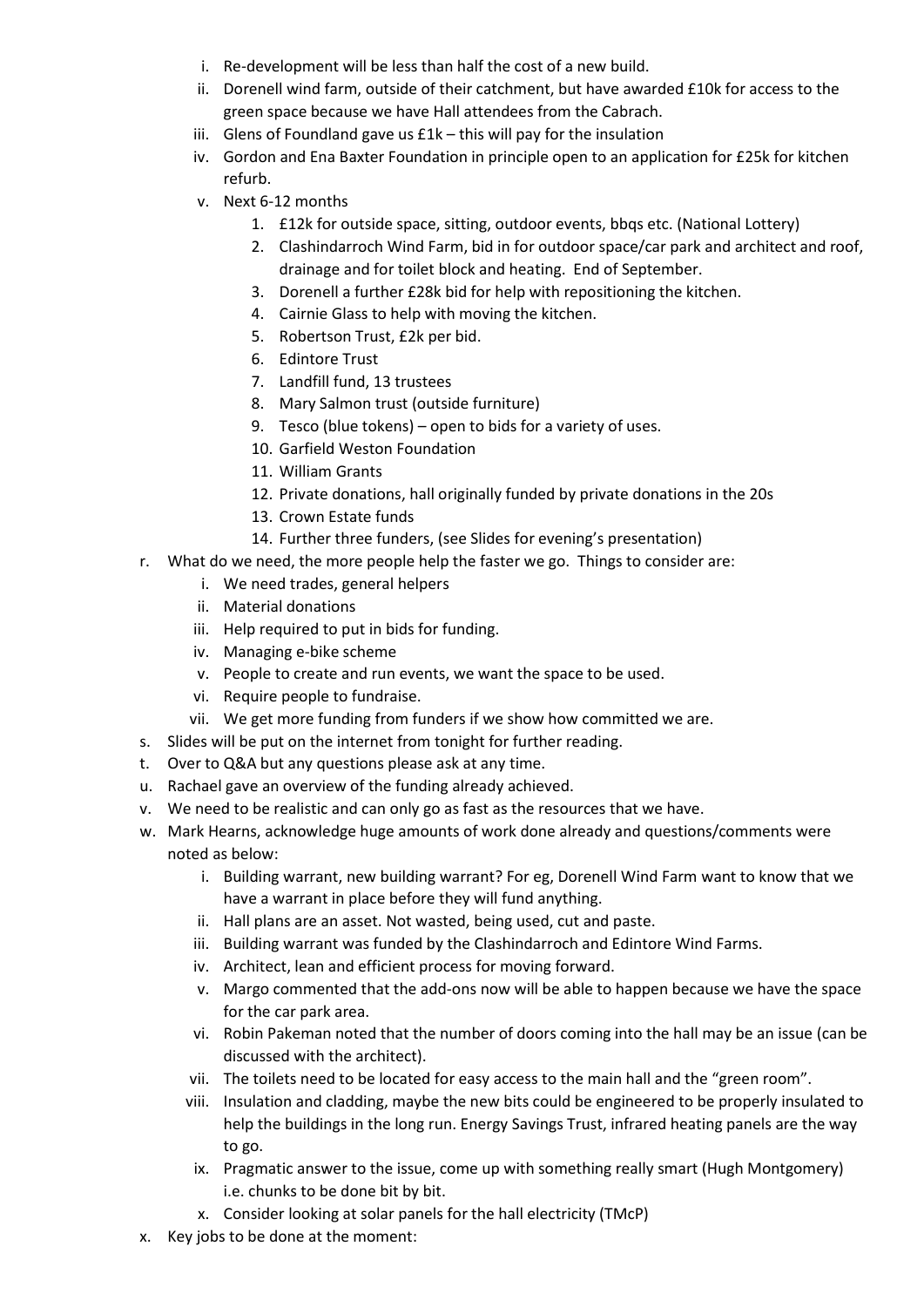i. Re-development will be less than half the cost of a new build.
   ii. Dorenell wind farm, outside of their catchment, but have awarded £10k for access to the green space because we have Hall attendees from the Cabrach.
   iii. Glens of Foundland gave us £1k – this will pay for the insulation
   iv. Gordon and Ena Baxter Foundation in principle open to an application for £25k for kitchen refurb.
   v. Next 6-12 months
      1. £12k for outside space, sitting, outdoor events, bbqs etc. (National Lottery)
      2. Clashindarroch Wind Farm, bid in for outdoor space/car park and architect and roof, drainage and for toilet block and heating. End of September.
      3. Dorenell a further £28k bid for help with repositioning the kitchen.
      4. Cairnie Glass to help with moving the kitchen.
      5. Robertson Trust, £2k per bid.
      6. Edintore Trust
      7. Landfill fund, 13 trustees
      8. Mary Salmon trust (outside furniture)
      9. Tesco (blue tokens) – open to bids for a variety of uses.
      10. Garfield Weston Foundation
      11. William Grants
      12. Private donations, hall originally funded by private donations in the 20s
      13. Crown Estate funds
      14. Further three funders, (see Slides for evening's presentation)

r. What do we need, the more people help the faster we go. Things to consider are:
   i. We need trades, general helpers
   ii. Material donations
   iii. Help required to put in bids for funding.
   iv. Managing e-bike scheme
   v. People to create and run events, we want the space to be used.
   vi. Require people to fundraise.
   vii. We get more funding from funders if we show how committed we are.

s. Slides will be put on the internet from tonight for further reading.

t. Over to Q&A but any questions please ask at any time.

u. Rachael gave an overview of the funding already achieved.

v. We need to be realistic and can only go as fast as the resources that we have.

w. Mark Hearns, acknowledge huge amounts of work done already and questions/comments were noted as below:
   i. Building warrant, new building warrant? For eg, Dorenell Wind Farm want to know that we have a warrant in place before they will fund anything.
   ii. Hall plans are an asset. Not wasted, being used, cut and paste.
   iii. Building warrant was funded by the Clashindarroch and Edintore Wind Farms.
   iv. Architect, lean and efficient process for moving forward.
   v. Margo commented that the add-ons now will be able to happen because we have the space for the car park area.
   vi. Robin Pakeman noted that the number of doors coming into the hall may be an issue (can be discussed with the architect).
   vii. The toilets need to be located for easy access to the main hall and the "green room".
   viii. Insulation and cladding, maybe the new bits could be engineered to be properly insulated to help the buildings in the long run. Energy Savings Trust, infrared heating panels are the way to go.
   ix. Pragmatic answer to the issue, come up with something really smart (Hugh Montgomery) i.e. chunks to be done bit by bit.
   x. Consider looking at solar panels for the hall electricity (TMcP)

x. Key jobs to be done at the moment: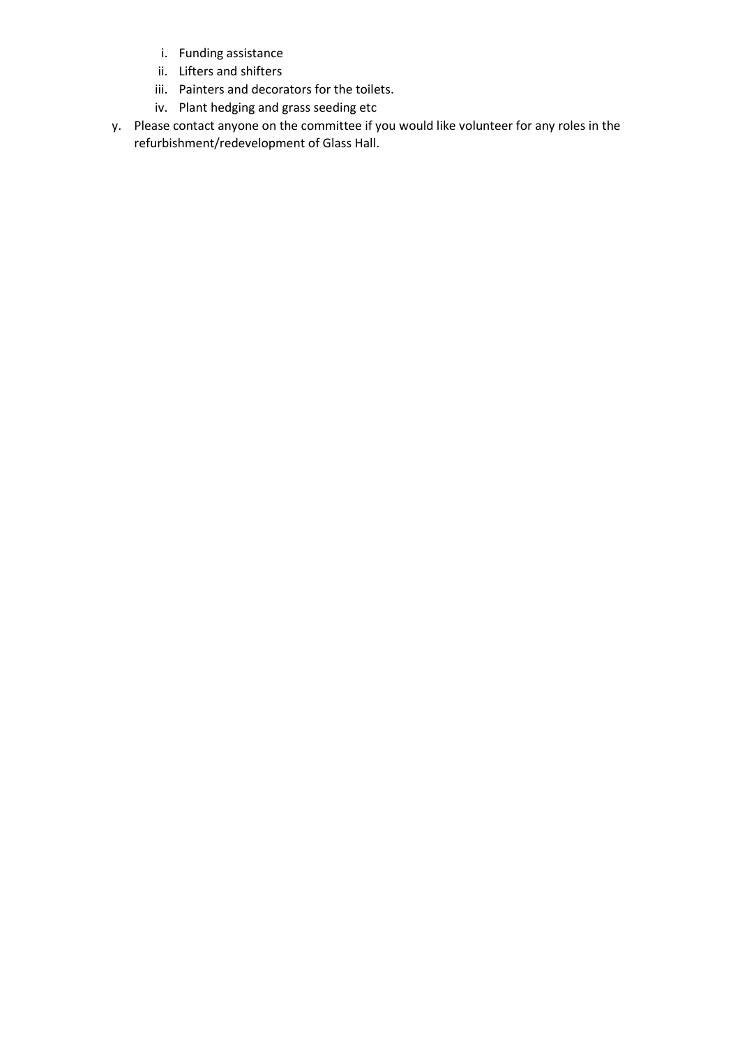i. Funding assistance
   ii. Lifters and shifters
   iii. Painters and decorators for the toilets.
   iv. Plant hedging and grass seeding etc

y. Please contact anyone on the committee if you would like volunteer for any roles in the refurbishment/redevelopment of Glass Hall.